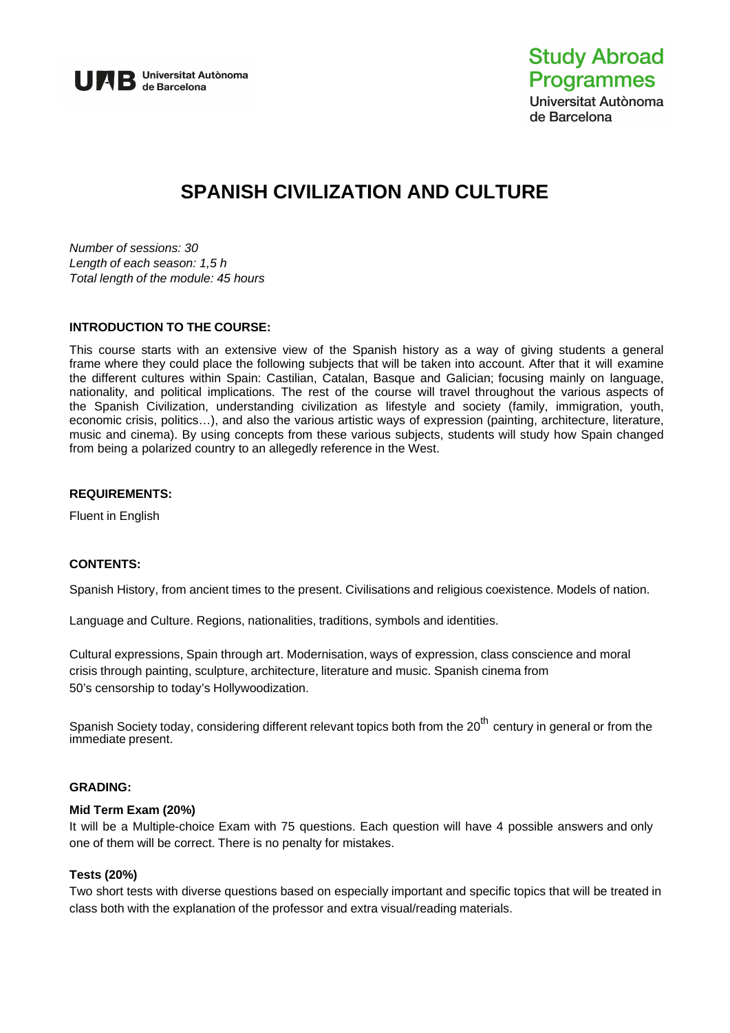Universitat Autònoma de Barcelona

Study Abroad Programmes
Universitat Autònoma de Barcelona

# SPANISH CIVILIZATION AND CULTURE

*Number of sessions: 30*
*Length of each season: 1,5 h*
*Total length of the module: 45 hours*

**INTRODUCTION TO THE COURSE:**

This course starts with an extensive view of the Spanish history as a way of giving students a general frame where they could place the following subjects that will be taken into account. After that it will examine the different cultures within Spain: Castilian, Catalan, Basque and Galician; focusing mainly on language, nationality, and political implications. The rest of the course will travel throughout the various aspects of the Spanish Civilization, understanding civilization as lifestyle and society (family, immigration, youth, economic crisis, politics…), and also the various artistic ways of expression (painting, architecture, literature, music and cinema). By using concepts from these various subjects, students will study how Spain changed from being a polarized country to an allegedly reference in the West.

**REQUIREMENTS:**

Fluent in English

**CONTENTS:**

Spanish History, from ancient times to the present. Civilisations and religious coexistence. Models of nation.

Language and Culture. Regions, nationalities, traditions, symbols and identities.

Cultural expressions, Spain through art. Modernisation, ways of expression, class conscience and moral crisis through painting, sculpture, architecture, literature and music. Spanish cinema from 50's censorship to today's Hollywoodization.

Spanish Society today, considering different relevant topics both from the 20th century in general or from the immediate present.

**GRADING:**

**Mid Term Exam (20%)**
It will be a Multiple-choice Exam with 75 questions. Each question will have 4 possible answers and only one of them will be correct. There is no penalty for mistakes.

**Tests (20%)**
Two short tests with diverse questions based on especially important and specific topics that will be treated in class both with the explanation of the professor and extra visual/reading materials.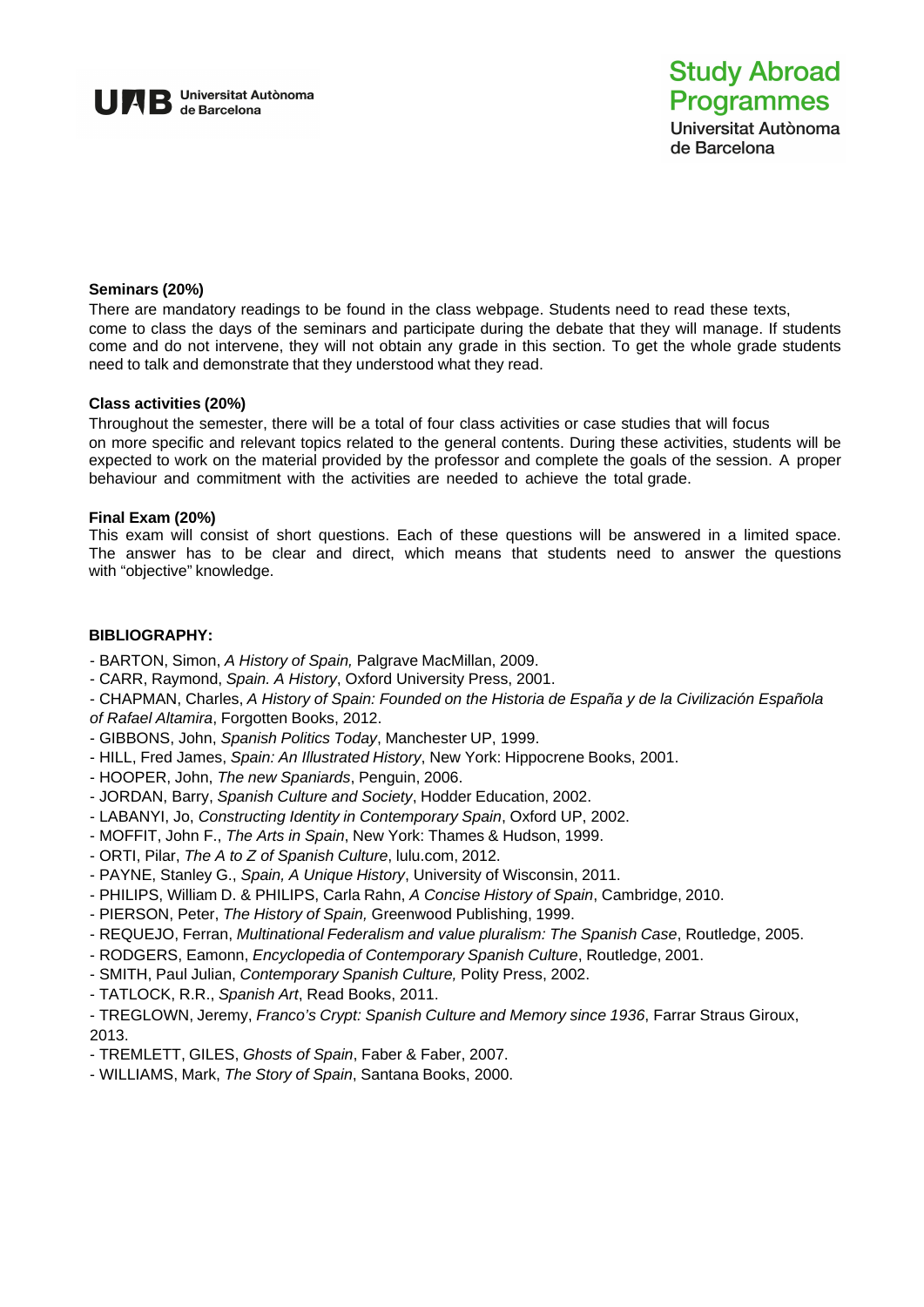**Seminars (20%)**

There are mandatory readings to be found in the class webpage. Students need to read these texts, come to class the days of the seminars and participate during the debate that they will manage. If students come and do not intervene, they will not obtain any grade in this section. To get the whole grade students need to talk and demonstrate that they understood what they read.

**Class activities (20%)**

Throughout the semester, there will be a total of four class activities or case studies that will focus on more specific and relevant topics related to the general contents. During these activities, students will be expected to work on the material provided by the professor and complete the goals of the session. A proper behaviour and commitment with the activities are needed to achieve the total grade.

**Final Exam (20%)**

This exam will consist of short questions. Each of these questions will be answered in a limited space. The answer has to be clear and direct, which means that students need to answer the questions with "objective" knowledge.

**BIBLIOGRAPHY:**

- BARTON, Simon, *A History of Spain,* Palgrave MacMillan, 2009.
- CARR, Raymond, *Spain. A History*, Oxford University Press, 2001.
- CHAPMAN, Charles, *A History of Spain: Founded on the Historia de España y de la Civilización Española of Rafael Altamira*, Forgotten Books, 2012.
- GIBBONS, John, *Spanish Politics Today*, Manchester UP, 1999.
- HILL, Fred James, *Spain: An Illustrated History*, New York: Hippocrene Books, 2001.
- HOOPER, John, *The new Spaniards*, Penguin, 2006.
- JORDAN, Barry, *Spanish Culture and Society*, Hodder Education, 2002.
- LABANYI, Jo, *Constructing Identity in Contemporary Spain*, Oxford UP, 2002.
- MOFFIT, John F., *The Arts in Spain*, New York: Thames & Hudson, 1999.
- ORTI, Pilar, *The A to Z of Spanish Culture*, lulu.com, 2012.
- PAYNE, Stanley G., *Spain, A Unique History*, University of Wisconsin, 2011.
- PHILIPS, William D. & PHILIPS, Carla Rahn, *A Concise History of Spain*, Cambridge, 2010.
- PIERSON, Peter, *The History of Spain,* Greenwood Publishing, 1999.
- REQUEJO, Ferran, *Multinational Federalism and value pluralism: The Spanish Case*, Routledge, 2005.
- RODGERS, Eamonn, *Encyclopedia of Contemporary Spanish Culture*, Routledge, 2001.
- SMITH, Paul Julian, *Contemporary Spanish Culture,* Polity Press, 2002.
- TATLOCK, R.R., *Spanish Art*, Read Books, 2011.
- TREGLOWN, Jeremy, *Franco's Crypt: Spanish Culture and Memory since 1936*, Farrar Straus Giroux, 2013.
- TREMLETT, GILES, *Ghosts of Spain*, Faber & Faber, 2007.
- WILLIAMS, Mark, *The Story of Spain*, Santana Books, 2000.